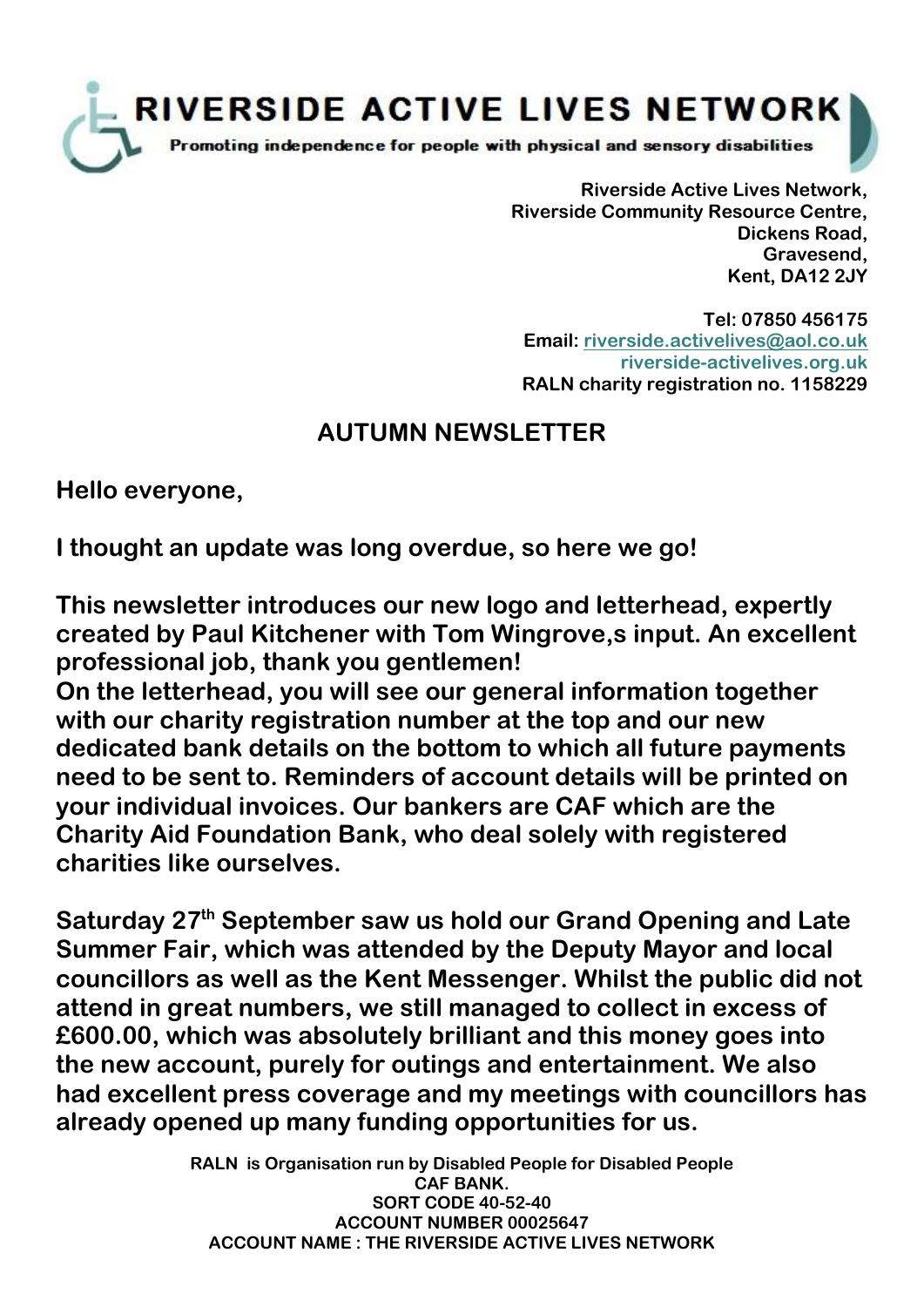# RIVERSIDE ACTIVE LIVES NETWORK

**Promoting independence for people with physical and sensory disabilities**

Riverside Active Lives Network,
Riverside Community Resource Centre,
Dickens Road,
Gravesend,
Kent, DA12 2JY

Tel: 07850 456175
Email: riverside.activelives@aol.co.uk
riverside-activelives.org.uk
RALN charity registration no. 1158229

## AUTUMN NEWSLETTER

Hello everyone,

I thought an update was long overdue, so here we go!

This newsletter introduces our new logo and letterhead, expertly created by Paul Kitchener with Tom Wingrove,s input. An excellent professional job, thank you gentlemen!
On the letterhead, you will see our general information together with our charity registration number at the top and our new dedicated bank details on the bottom to which all future payments need to be sent to. Reminders of account details will be printed on your individual invoices. Our bankers are CAF which are the Charity Aid Foundation Bank, who deal solely with registered charities like ourselves.

Saturday 27th September saw us hold our Grand Opening and Late Summer Fair, which was attended by the Deputy Mayor and local councillors as well as the Kent Messenger. Whilst the public did not attend in great numbers, we still managed to collect in excess of £600.00, which was absolutely brilliant and this money goes into the new account, purely for outings and entertainment. We also had excellent press coverage and my meetings with councillors has already opened up many funding opportunities for us.

RALN is Organisation run by Disabled People for Disabled People
CAF BANK.
SORT CODE 40-52-40
ACCOUNT NUMBER 00025647
ACCOUNT NAME : THE RIVERSIDE ACTIVE LIVES NETWORK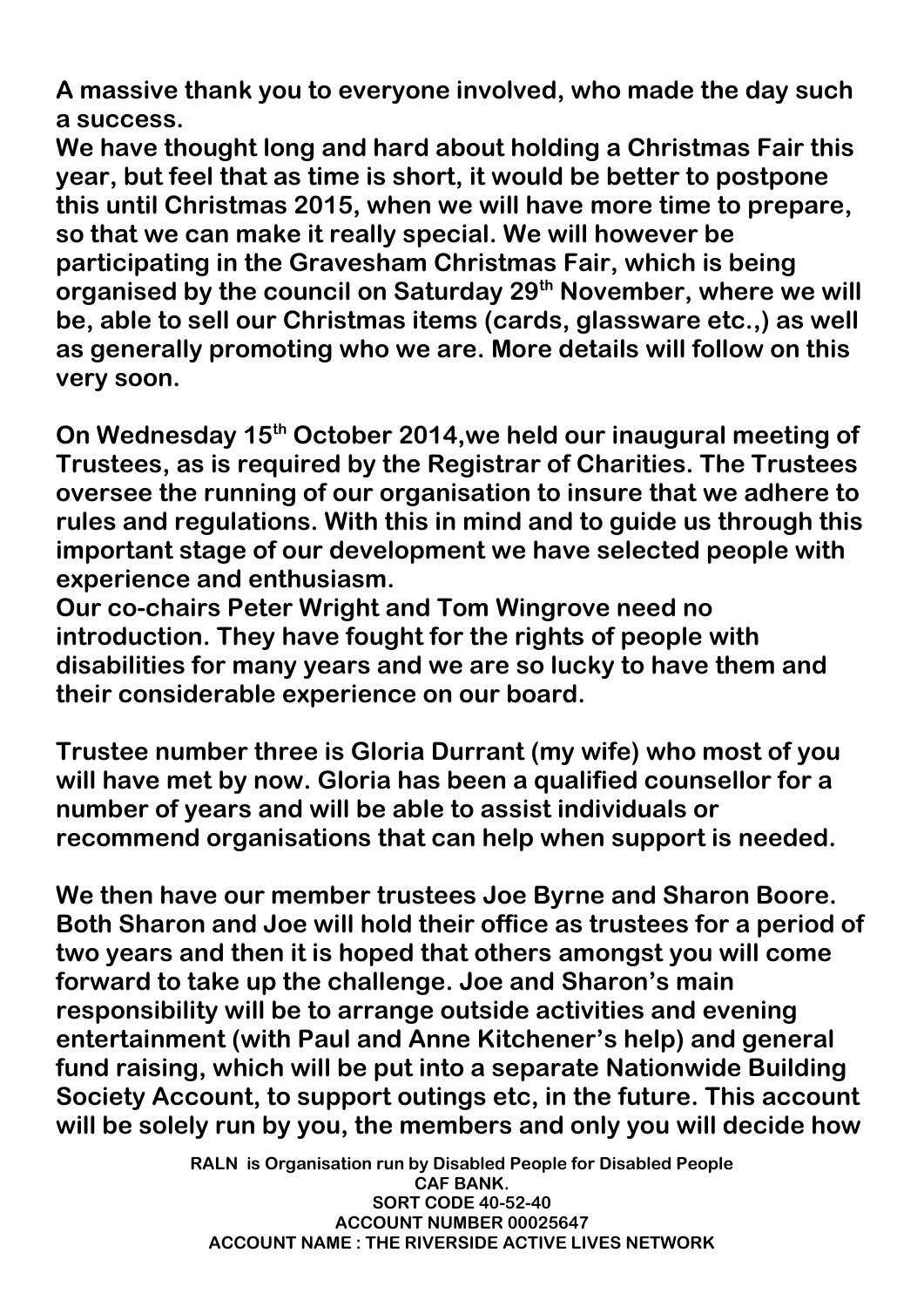A massive thank you to everyone involved, who made the day such a success.

We have thought long and hard about holding a Christmas Fair this year, but feel that as time is short, it would be better to postpone this until Christmas 2015, when we will have more time to prepare, so that we can make it really special. We will however be participating in the Gravesham Christmas Fair, which is being organised by the council on Saturday 29th November, where we will be, able to sell our Christmas items (cards, glassware etc.,) as well as generally promoting who we are. More details will follow on this very soon.

On Wednesday 15th October 2014,we held our inaugural meeting of Trustees, as is required by the Registrar of Charities. The Trustees oversee the running of our organisation to insure that we adhere to rules and regulations. With this in mind and to guide us through this important stage of our development we have selected people with experience and enthusiasm.

Our co-chairs Peter Wright and Tom Wingrove need no introduction. They have fought for the rights of people with disabilities for many years and we are so lucky to have them and their considerable experience on our board.

Trustee number three is Gloria Durrant (my wife) who most of you will have met by now. Gloria has been a qualified counsellor for a number of years and will be able to assist individuals or recommend organisations that can help when support is needed.

We then have our member trustees Joe Byrne and Sharon Boore. Both Sharon and Joe will hold their office as trustees for a period of two years and then it is hoped that others amongst you will come forward to take up the challenge. Joe and Sharon's main responsibility will be to arrange outside activities and evening entertainment (with Paul and Anne Kitchener's help) and general fund raising, which will be put into a separate Nationwide Building Society Account, to support outings etc, in the future. This account will be solely run by you, the members and only you will decide how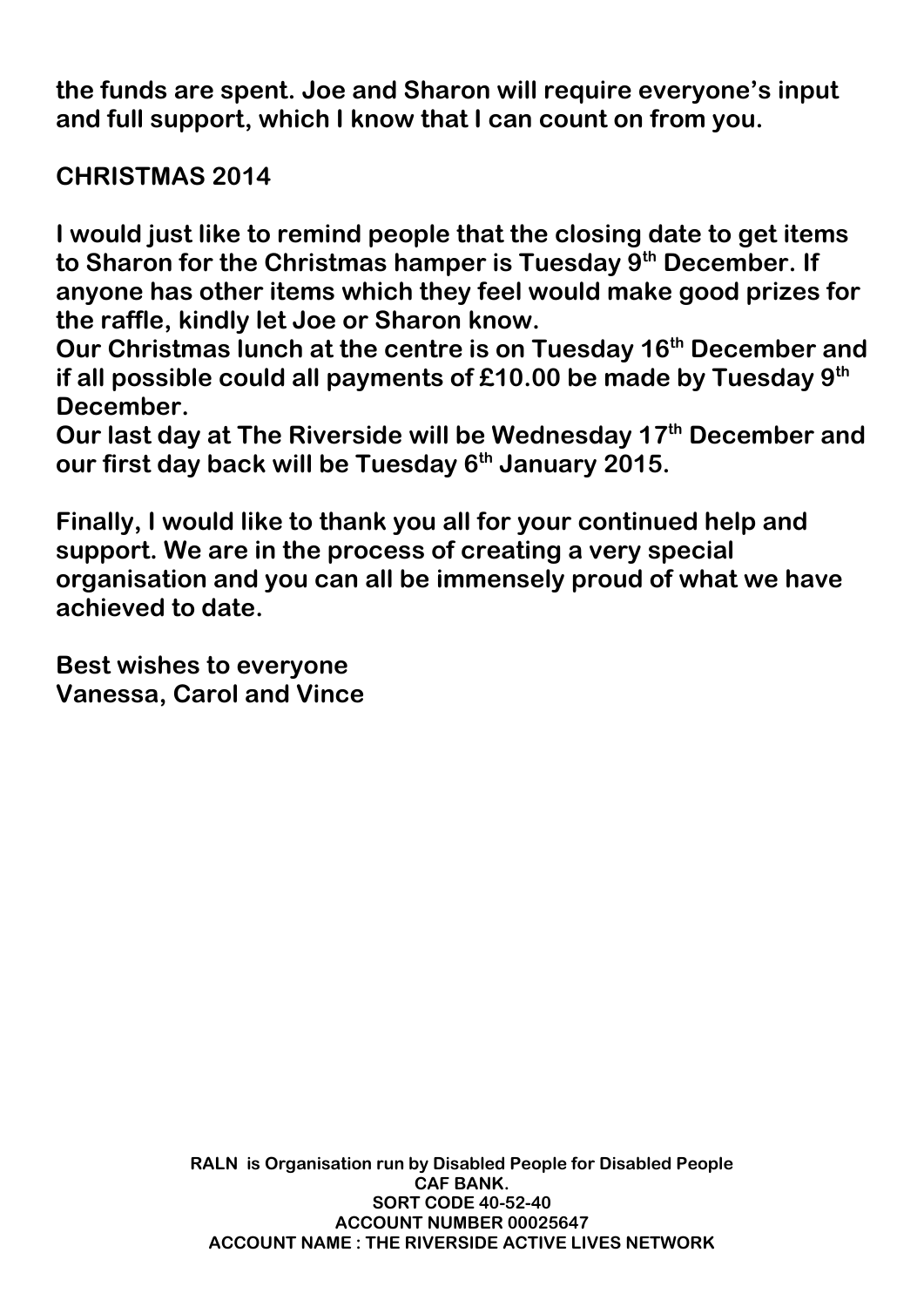**the funds are spent. Joe and Sharon will require everyone's input and full support, which I know that I can count on from you.**

## CHRISTMAS 2014

**I would just like to remind people that the closing date to get items to Sharon for the Christmas hamper is Tuesday 9th December. If anyone has other items which they feel would make good prizes for the raffle, kindly let Joe or Sharon know.**
**Our Christmas lunch at the centre is on Tuesday 16th December and if all possible could all payments of £10.00 be made by Tuesday 9th December.**
**Our last day at The Riverside will be Wednesday 17th December and our first day back will be Tuesday 6th January 2015.**

**Finally, I would like to thank you all for your continued help and support. We are in the process of creating a very special organisation and you can all be immensely proud of what we have achieved to date.**

**Best wishes to everyone**
**Vanessa, Carol and Vince**

**RALN is Organisation run by Disabled People for Disabled People**
**CAF BANK.**
**SORT CODE 40-52-40**
**ACCOUNT NUMBER 00025647**
**ACCOUNT NAME : THE RIVERSIDE ACTIVE LIVES NETWORK**